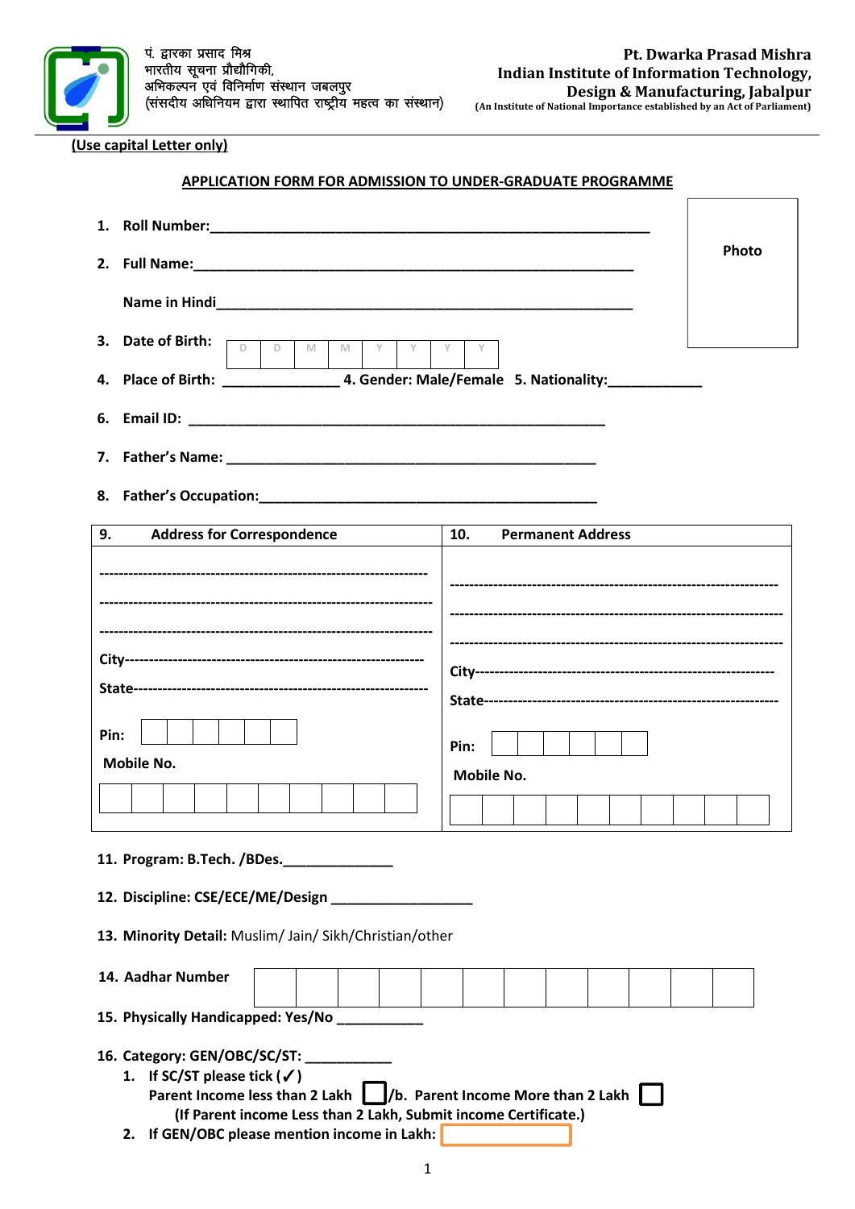पं. द्वारका प्रसाद मिश्र
भारतीय सूचना प्रौद्योगिकी,
अभिकल्पन एवं विनिर्माण संस्थान जबलपुर
(संसदीय अधिनियम द्वारा स्थापित राष्ट्रीय महत्व का संस्थान)

**Pt. Dwarka Prasad Mishra**
**Indian Institute of Information Technology,**
**Design & Manufacturing, Jabalpur**
**(An Institute of National Importance established by an Act of Parliament)**

**(Use capital Letter only)**

## APPLICATION FORM FOR ADMISSION TO UNDER-GRADUATE PROGRAMME

Photo

1. **Roll Number:**______________________________________________________
2. **Full Name:**_______________________________________________________

   **Name in Hindi**____________________________________________________
3. **Date of Birth:** | D | D | M | M | Y | Y | Y | Y |
4. **Place of Birth:** _______________ **4. Gender: Male/Female 5. Nationality:**____________
6. **Email ID:** ____________________________________________________
7. **Father's Name:** ______________________________________________
8. **Father's Occupation:**__________________________________________

| 9. Address for Correspondence | 10. Permanent Address |
|---|---|
| ---------------------------------------- | ---------------------------------------- |
| ---------------------------------------- | ---------------------------------------- |
| ---------------------------------------- | ---------------------------------------- |
| City---------------------------------- | City---------------------------------- |
| State--------------------------------- | State--------------------------------- |
| Pin: | Pin: |
| Mobile No. | Mobile No. |

11. **Program: B.Tech. /BDes.**______________
12. **Discipline: CSE/ECE/ME/Design** __________________
13. **Minority Detail:** Muslim/ Jain/ Sikh/Christian/other
14. **Aadhar Number**
15. **Physically Handicapped: Yes/No** ___________
16. **Category: GEN/OBC/SC/ST:** ___________
    1. **If SC/ST please tick (✓)**

       **Parent Income less than 2 Lakh** ☐ **/b. Parent Income More than 2 Lakh** ☐

       **(If Parent income Less than 2 Lakh, Submit income Certificate.)**
    2. **If GEN/OBC please mention income in Lakh:**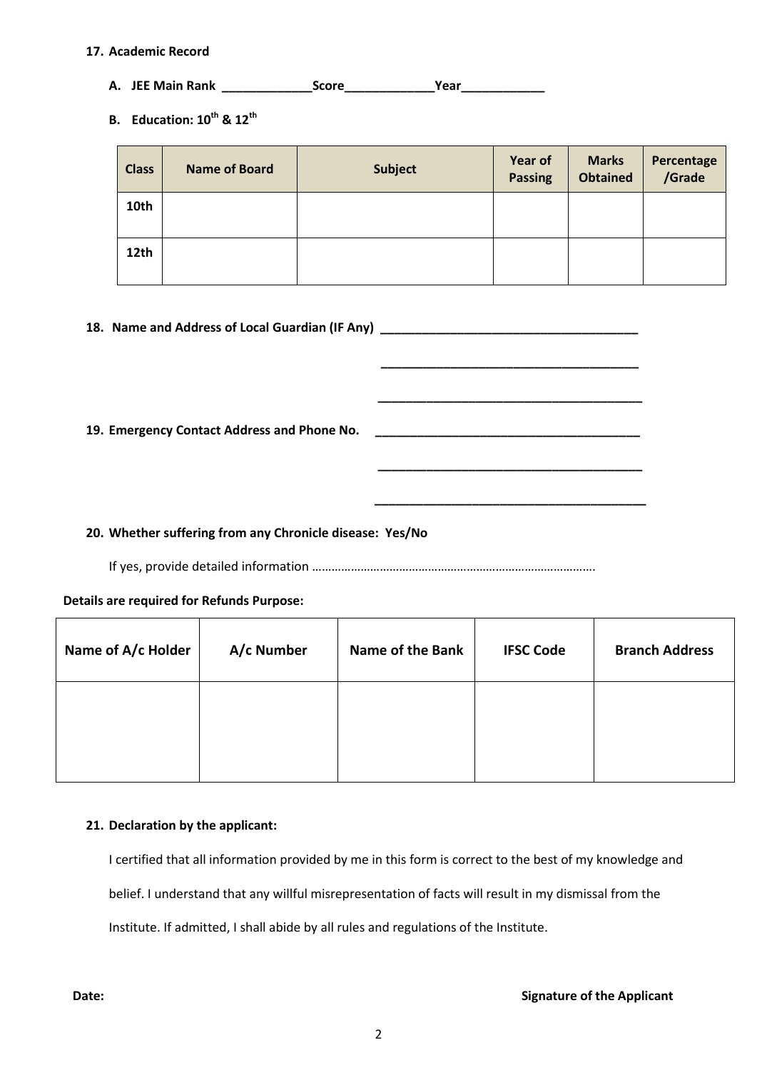**17. Academic Record**

**A. JEE Main Rank \_\_\_\_\_\_\_\_\_\_\_\_\_Score\_\_\_\_\_\_\_\_\_\_\_\_\_Year\_\_\_\_\_\_\_\_\_\_\_\_**

**B. Education: $10^{th}$ & $12^{th}$**

| Class | Name of Board | Subject | Year of Passing | Marks Obtained | Percentage /Grade |
|---|---|---|---|---|---|
| 10th | | | | | |
| 12th | | | | | |

**18. Name and Address of Local Guardian (IF Any) \_\_\_\_\_\_\_\_\_\_\_\_\_\_\_\_\_\_\_\_\_\_\_\_\_\_\_\_\_\_\_\_\_\_\_\_\_\_**

\_\_\_\_\_\_\_\_\_\_\_\_\_\_\_\_\_\_\_\_\_\_\_\_\_\_\_\_\_\_\_\_\_\_\_\_\_\_

\_\_\_\_\_\_\_\_\_\_\_\_\_\_\_\_\_\_\_\_\_\_\_\_\_\_\_\_\_\_\_\_\_\_\_\_\_\_

**19. Emergency Contact Address and Phone No. \_\_\_\_\_\_\_\_\_\_\_\_\_\_\_\_\_\_\_\_\_\_\_\_\_\_\_\_\_\_\_\_\_\_\_\_\_\_**

\_\_\_\_\_\_\_\_\_\_\_\_\_\_\_\_\_\_\_\_\_\_\_\_\_\_\_\_\_\_\_\_\_\_\_\_\_\_

\_\_\_\_\_\_\_\_\_\_\_\_\_\_\_\_\_\_\_\_\_\_\_\_\_\_\_\_\_\_\_\_\_\_\_\_\_\_

**20. Whether suffering from any Chronicle disease: Yes/No**

If yes, provide detailed information ………………………………………………………………………….

**Details are required for Refunds Purpose:**

| Name of A/c Holder | A/c Number | Name of the Bank | IFSC Code | Branch Address |
|---|---|---|---|---|
| | | | | |

**21. Declaration by the applicant:**

I certified that all information provided by me in this form is correct to the best of my knowledge and belief. I understand that any willful misrepresentation of facts will result in my dismissal from the Institute. If admitted, I shall abide by all rules and regulations of the Institute.

**Date:** **Signature of the Applicant**